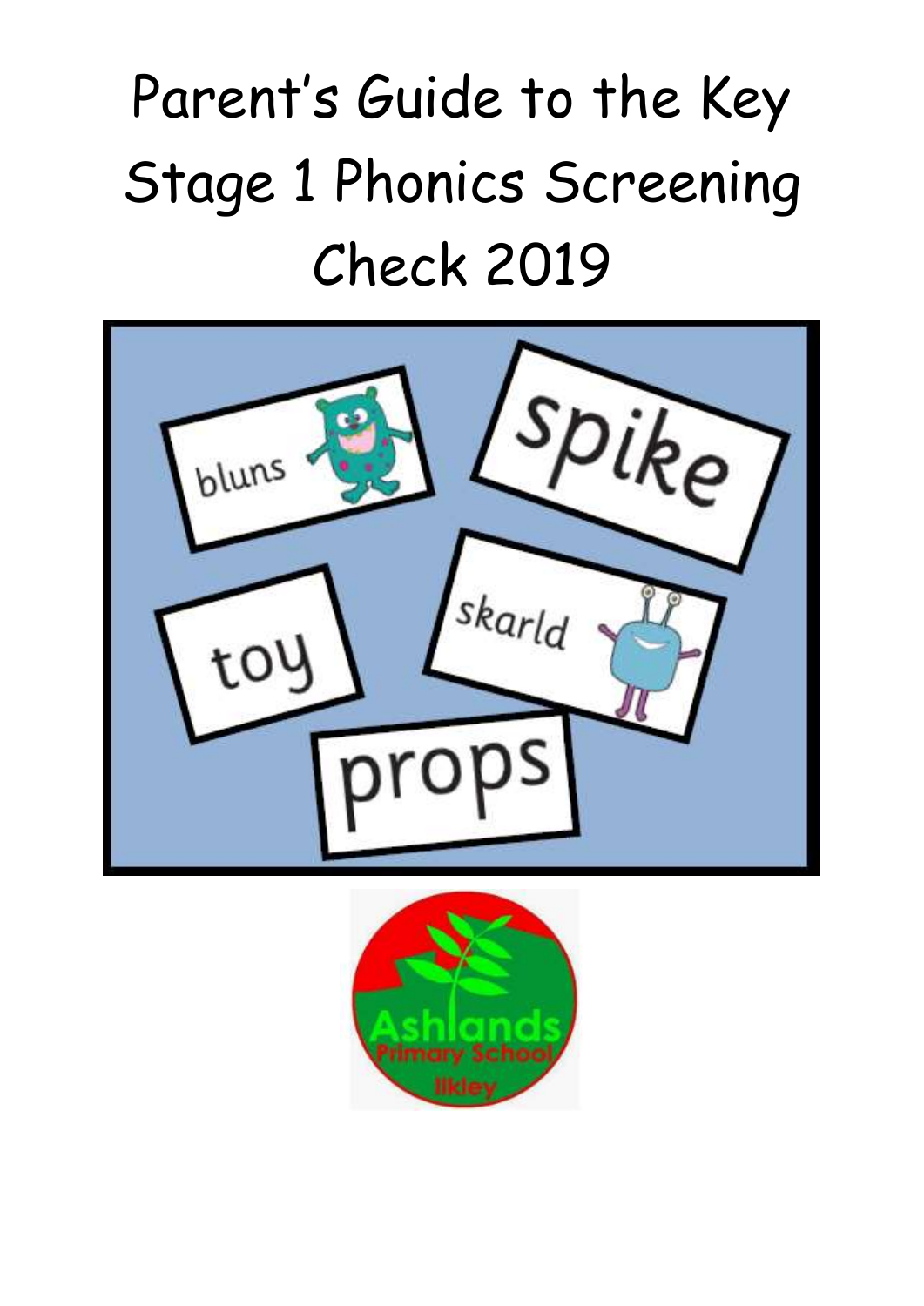# Parent's Guide to the Key Stage 1 Phonics Screening Check 2019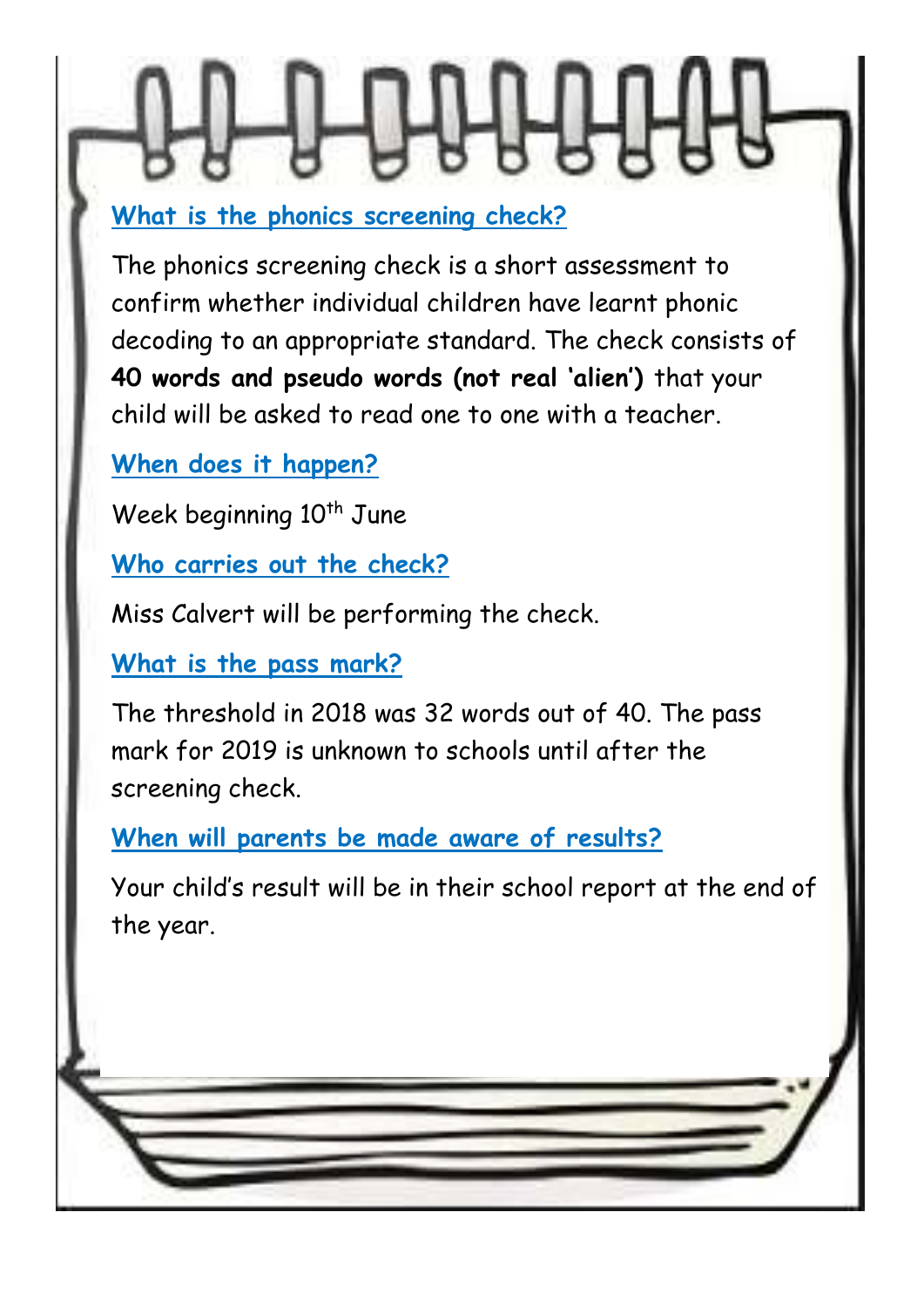## What is the phonics screening check?

The phonics screening check is a short assessment to confirm whether individual children have learnt phonic decoding to an appropriate standard. The check consists of **40 words and pseudo words (not real 'alien')** that your child will be asked to read one to one with a teacher.

## When does it happen?

Week beginning 10th June

## Who carries out the check?

Miss Calvert will be performing the check.

## What is the pass mark?

The threshold in 2018 was 32 words out of 40. The pass mark for 2019 is unknown to schools until after the screening check.

## When will parents be made aware of results?

Your child's result will be in their school report at the end of the year.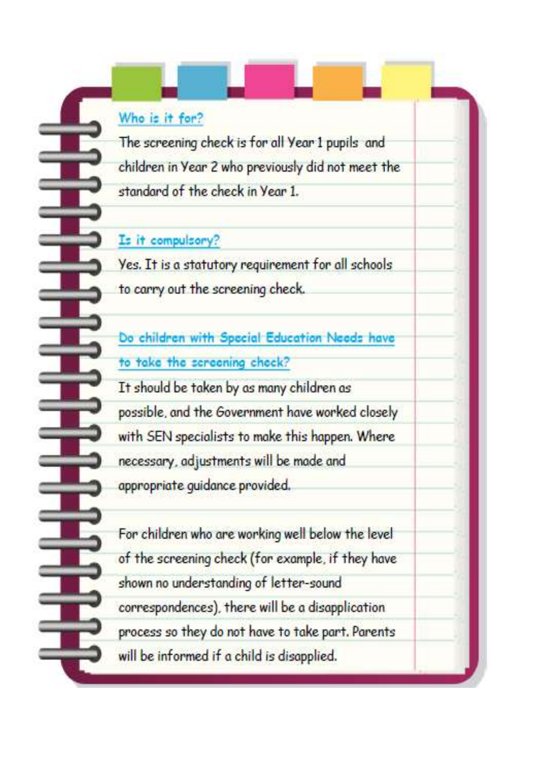### Who is it for?

The screening check is for all Year 1 pupils and children in Year 2 who previously did not meet the standard of the check in Year 1.

### Is it compulsory?

Yes. It is a statutory requirement for all schools to carry out the screening check.

### Do children with Special Education Needs have to take the screening check?

It should be taken by as many children as possible, and the Government have worked closely with SEN specialists to make this happen. Where necessary, adjustments will be made and appropriate guidance provided.

For children who are working well below the level of the screening check (for example, if they have shown no understanding of letter-sound correspondences), there will be a disapplication process so they do not have to take part. Parents will be informed if a child is disapplied.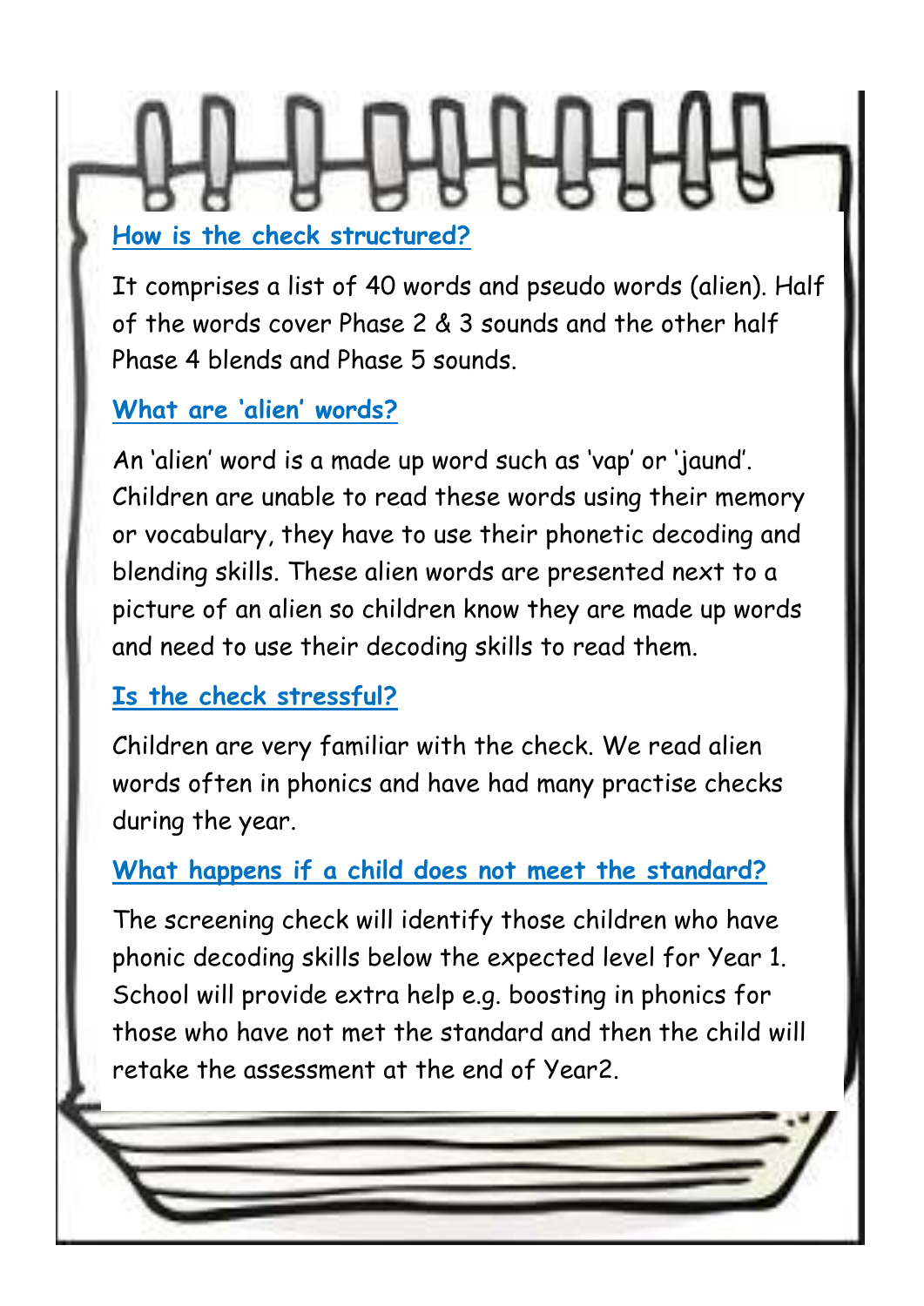## How is the check structured?

It comprises a list of 40 words and pseudo words (alien). Half of the words cover Phase 2 & 3 sounds and the other half Phase 4 blends and Phase 5 sounds.

## What are 'alien' words?

An 'alien' word is a made up word such as 'vap' or 'jaund'. Children are unable to read these words using their memory or vocabulary, they have to use their phonetic decoding and blending skills. These alien words are presented next to a picture of an alien so children know they are made up words and need to use their decoding skills to read them.

## Is the check stressful?

Children are very familiar with the check. We read alien words often in phonics and have had many practise checks during the year.

## What happens if a child does not meet the standard?

The screening check will identify those children who have phonic decoding skills below the expected level for Year 1. School will provide extra help e.g. boosting in phonics for those who have not met the standard and then the child will retake the assessment at the end of Year2.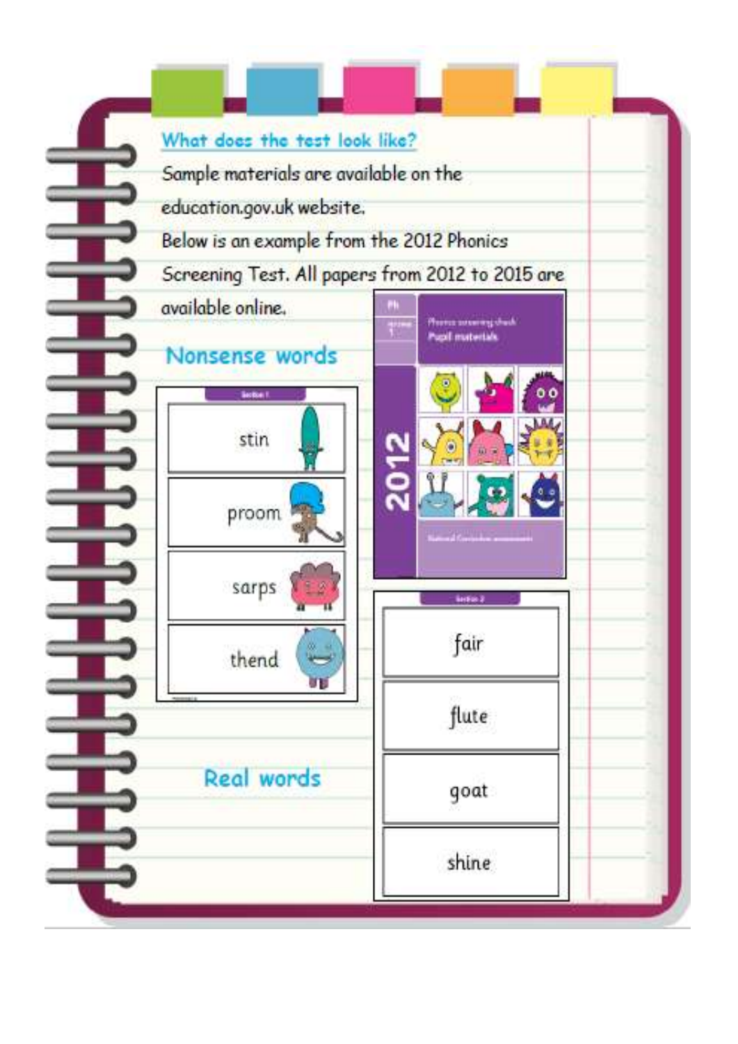## What does the test look like?

Sample materials are available on the education.gov.uk website.

Below is an example from the 2012 Phonics Screening Test. All papers from 2012 to 2015 are available online.

### Nonsense words

Section 1

- stin
- proom
- sarps
- thend

Phonics screening check
Pupil materials

2012

National Curriculum assessments

### Real words

Section 2

- fair
- flute
- goat
- shine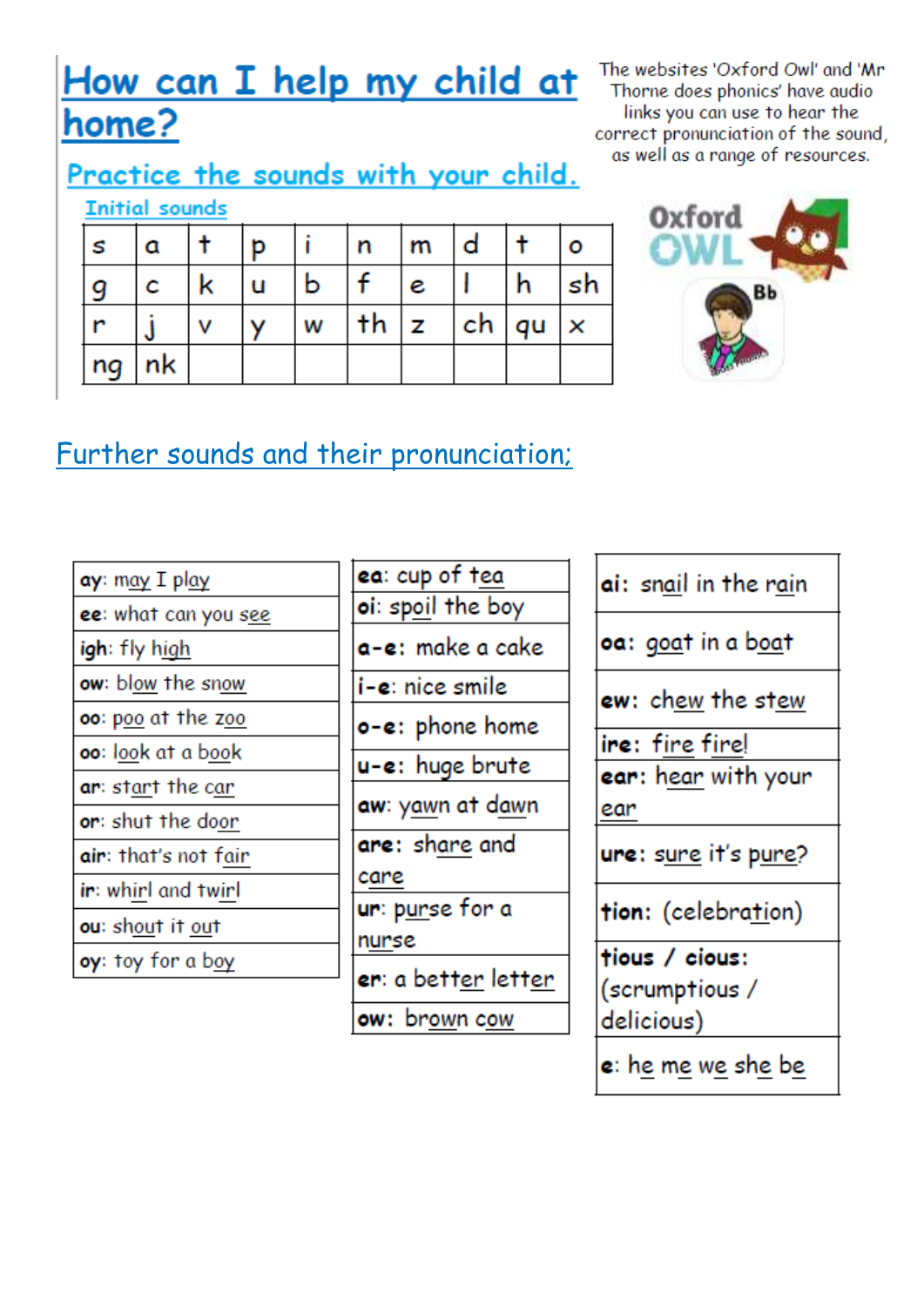# How can I help my child at home?

## Practice the sounds with your child.

### Initial sounds

| s | a | t | p | i | n | m | d | t | o |
|---|---|---|---|---|---|---|---|---|---|
| g | c | k | u | b | f | e | l | h | sh |
| r | j | v | y | w | th | z | ch | qu | x |
| ng | nk | | | | | | | | |

The websites 'Oxford Owl' and 'Mr Thorne does phonics' have audio links you can use to hear the correct pronunciation of the sound, as well as a range of resources.

Oxford OWL

Bb

## Further sounds and their pronunciation;

| |
|---|
| **ay**: may I play |
| **ee**: what can you see |
| **igh**: fly high |
| **ow**: blow the snow |
| **oo**: poo at the zoo |
| **oo**: look at a book |
| **ar**: start the car |
| **or**: shut the door |
| **air**: that's not fair |
| **ir**: whirl and twirl |
| **ou**: shout it out |
| **oy**: toy for a boy |

| |
|---|
| **ea**: cup of tea |
| **oi**: spoil the boy |
| **a-e**: make a cake |
| **i-e**: nice smile |
| **o-e**: phone home |
| **u-e**: huge brute |
| **aw**: yawn at dawn |
| **are**: share and care |
| **ur**: purse for a nurse |
| **er**: a better letter |
| **ow**: brown cow |

| |
|---|
| **ai**: snail in the rain |
| **oa**: goat in a boat |
| **ew**: chew the stew |
| **ire**: fire fire! |
| **ear**: hear with your ear |
| **ure**: sure it's pure? |
| **tion**: (celebration) |
| **tious / cious**: (scrumptious / delicious) |
| **e**: he me we she be |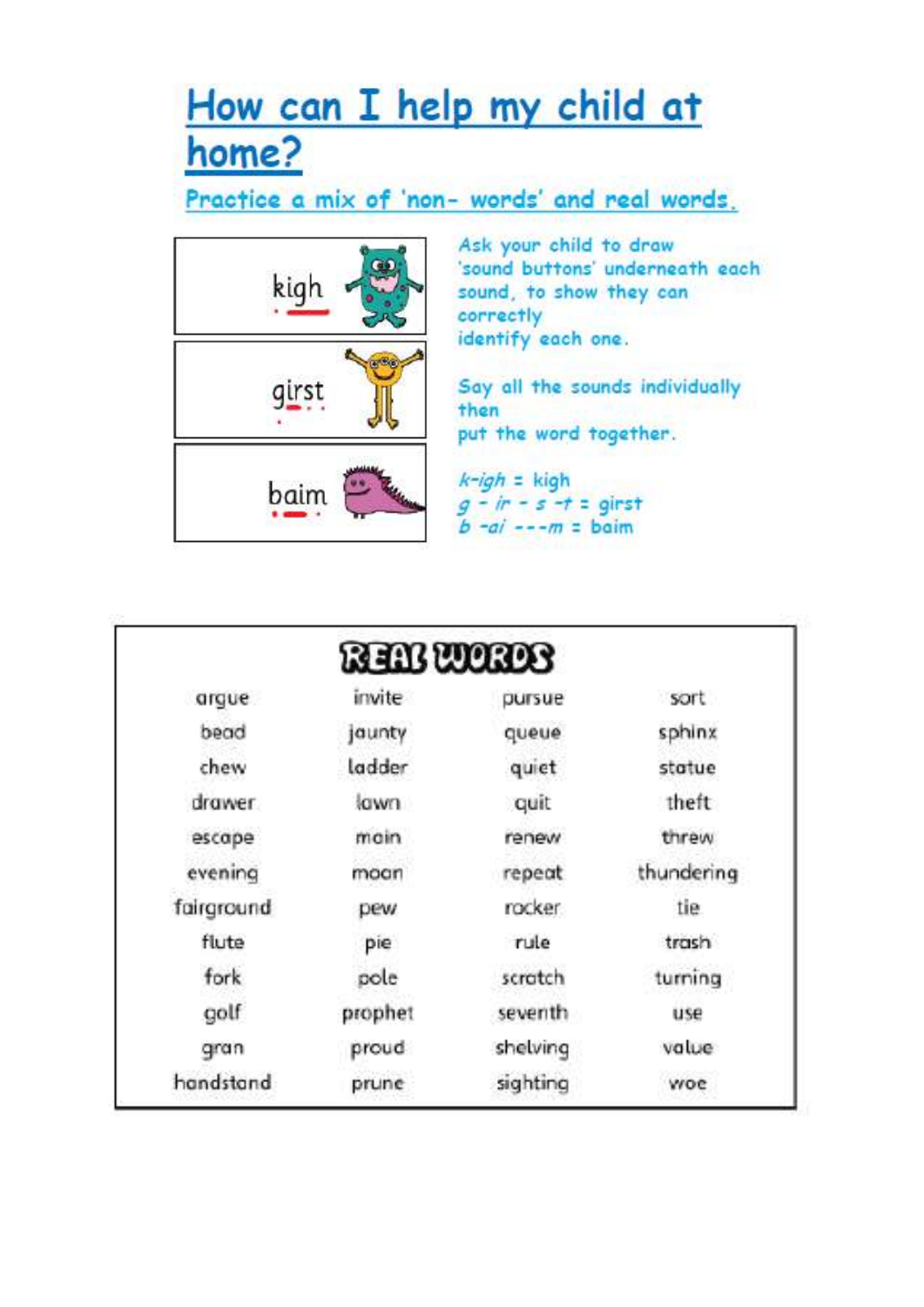# How can I help my child at home?

## Practice a mix of 'non- words' and real words.

kigh

girst

baim

Ask your child to draw 'sound buttons' underneath each sound, to show they can correctly identify each one.

Say all the sounds individually then put the word together.

*k-igh* = kigh
*g - ir - s -t* = girst
*b -ai ---m* = baim

## REAL WORDS

| | | | |
|---|---|---|---|
| argue | invite | pursue | sort |
| bead | jaunty | queue | sphinx |
| chew | ladder | quiet | statue |
| drawer | lawn | quit | theft |
| escape | main | renew | threw |
| evening | moan | repeat | thundering |
| fairground | pew | rocker | tie |
| flute | pie | rule | trash |
| fork | pole | scratch | turning |
| golf | prophet | seventh | use |
| gran | proud | shelving | value |
| handstand | prune | sighting | woe |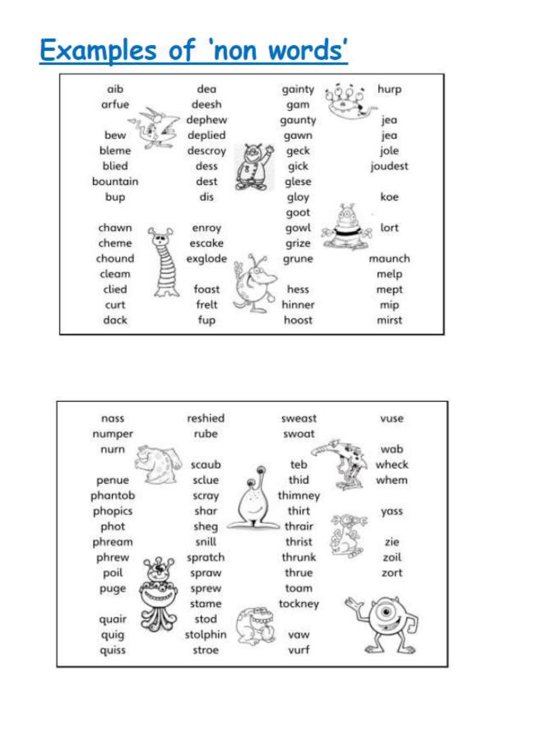# Examples of 'non words'

| | | | |
|---|---|---|---|
| aib | dea | gainty | hurp |
| arfue | deesh | gam | |
| | dephew | gaunty | jea |
| bew | deplied | gawn | jea |
| bleme | descroy | geck | jole |
| blied | dess | gick | joudest |
| bountain | dest | glese | |
| bup | dis | gloy | koe |
| | | goot | |
| chawn | enroy | gowl | lort |
| cheme | escake | grize | |
| chound | exglode | grune | maunch |
| cleam | | | melp |
| clied | foast | hess | mept |
| curt | frelt | hinner | mip |
| dack | fup | hoost | mirst |

| | | | |
|---|---|---|---|
| nass | reshied | sweast | vuse |
| numper | rube | swoat | |
| nurn | | | wab |
| | scaub | teb | wheck |
| penue | sclue | thid | whem |
| phantob | scray | thimney | |
| phopics | shar | thirt | yass |
| phot | sheg | thrair | |
| phream | snill | thrist | zie |
| phrew | spratch | thrunk | zoil |
| poil | spraw | thrue | zort |
| puge | sprew | toam | |
| | stame | tockney | |
| quair | stod | | |
| quig | stolphin | vaw | |
| quiss | stroe | vurf | |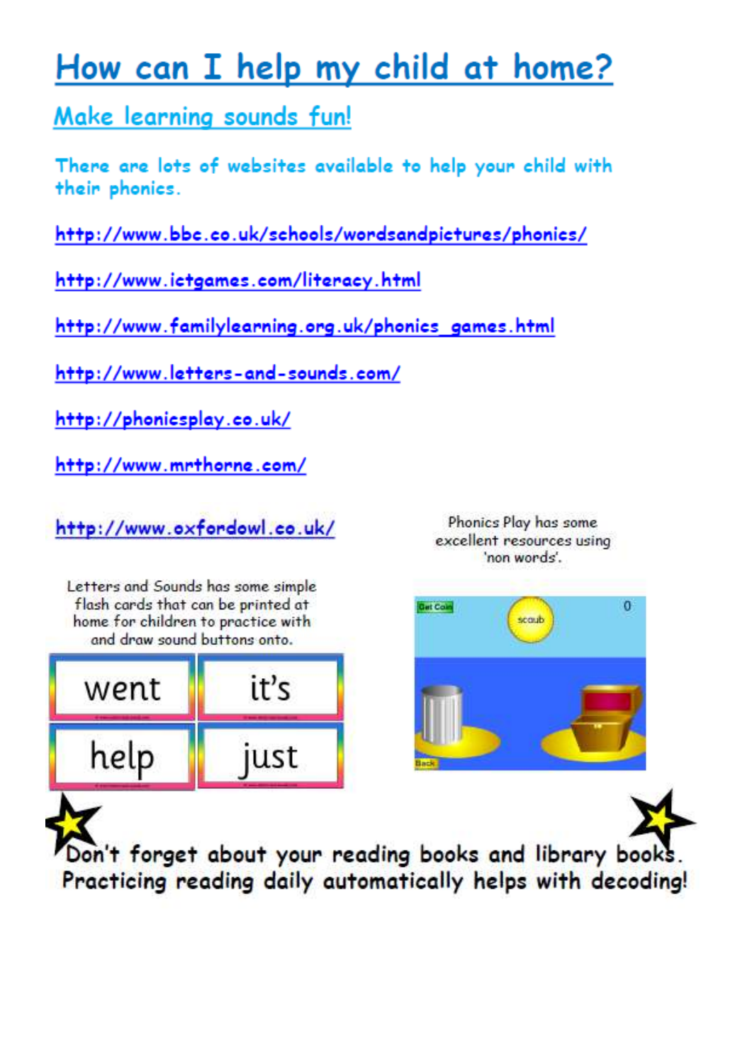# How can I help my child at home?

## Make learning sounds fun!

There are lots of websites available to help your child with their phonics.

http://www.bbc.co.uk/schools/wordsandpictures/phonics/

http://www.ictgames.com/literacy.html

http://www.familylearning.org.uk/phonics_games.html

http://www.letters-and-sounds.com/

http://phonicsplay.co.uk/

http://www.mrthorne.com/

http://www.oxfordowl.co.uk/

Phonics Play has some excellent resources using 'non words'.

Letters and Sounds has some simple flash cards that can be printed at home for children to practice with and draw sound buttons onto.

Don't forget about your reading books and library books. Practicing reading daily automatically helps with decoding!